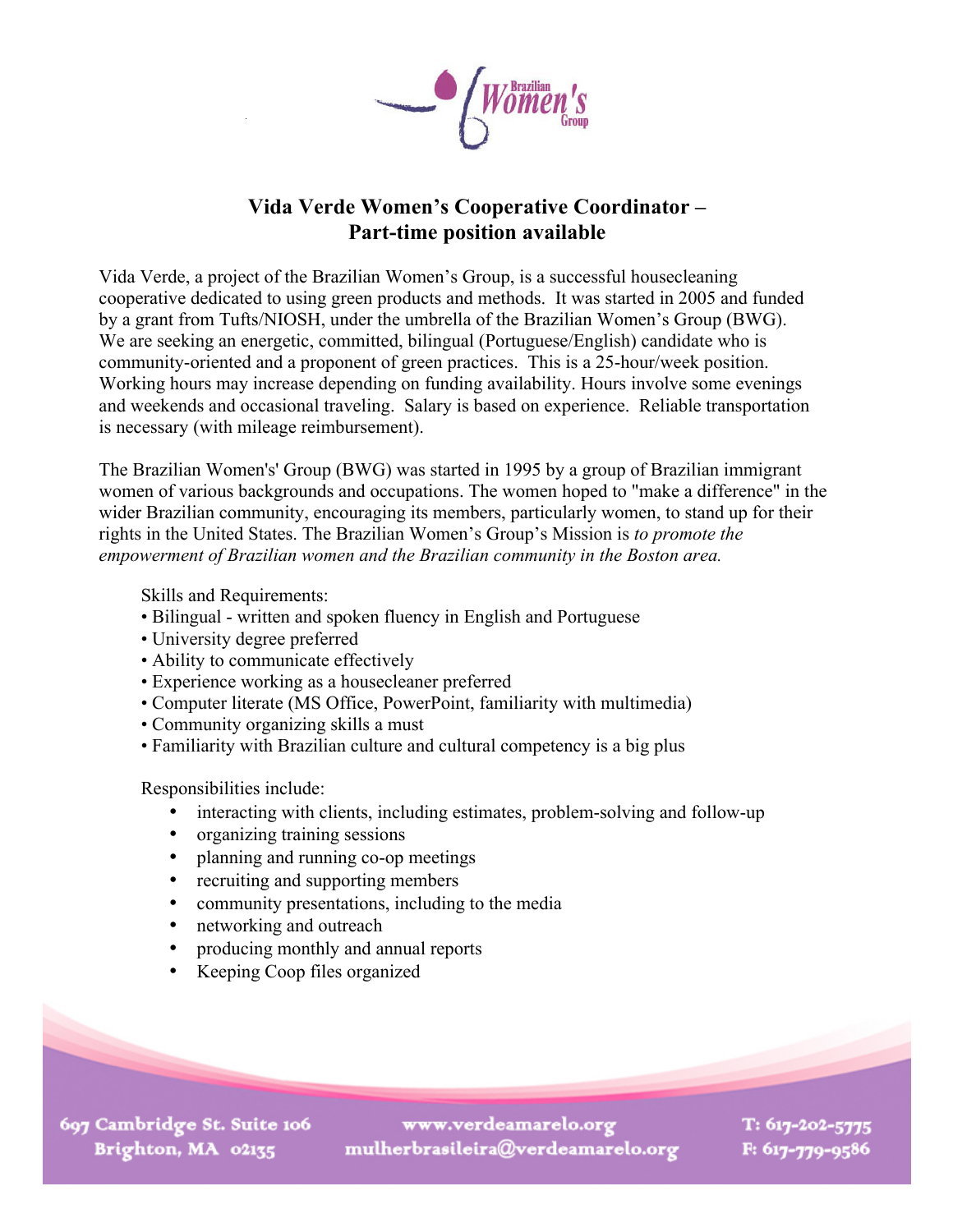Brazilian Women's Group

# Vida Verde Women's Cooperative Coordinator – Part-time position available

Vida Verde, a project of the Brazilian Women's Group, is a successful housecleaning cooperative dedicated to using green products and methods. It was started in 2005 and funded by a grant from Tufts/NIOSH, under the umbrella of the Brazilian Women's Group (BWG). We are seeking an energetic, committed, bilingual (Portuguese/English) candidate who is community-oriented and a proponent of green practices. This is a 25-hour/week position. Working hours may increase depending on funding availability. Hours involve some evenings and weekends and occasional traveling. Salary is based on experience. Reliable transportation is necessary (with mileage reimbursement).

The Brazilian Women's' Group (BWG) was started in 1995 by a group of Brazilian immigrant women of various backgrounds and occupations. The women hoped to "make a difference" in the wider Brazilian community, encouraging its members, particularly women, to stand up for their rights in the United States. The Brazilian Women's Group's Mission is *to promote the empowerment of Brazilian women and the Brazilian community in the Boston area.*

Skills and Requirements:

- Bilingual - written and spoken fluency in English and Portuguese
- University degree preferred
- Ability to communicate effectively
- Experience working as a housecleaner preferred
- Computer literate (MS Office, PowerPoint, familiarity with multimedia)
- Community organizing skills a must
- Familiarity with Brazilian culture and cultural competency is a big plus

Responsibilities include:

- interacting with clients, including estimates, problem-solving and follow-up
- organizing training sessions
- planning and running co-op meetings
- recruiting and supporting members
- community presentations, including to the media
- networking and outreach
- producing monthly and annual reports
- Keeping Coop files organized

697 Cambridge St. Suite 106
Brighton, MA 02135

www.verdeamarelo.org
mulherbrasileira@verdeamarelo.org

T: 617-202-5775
F: 617-779-9586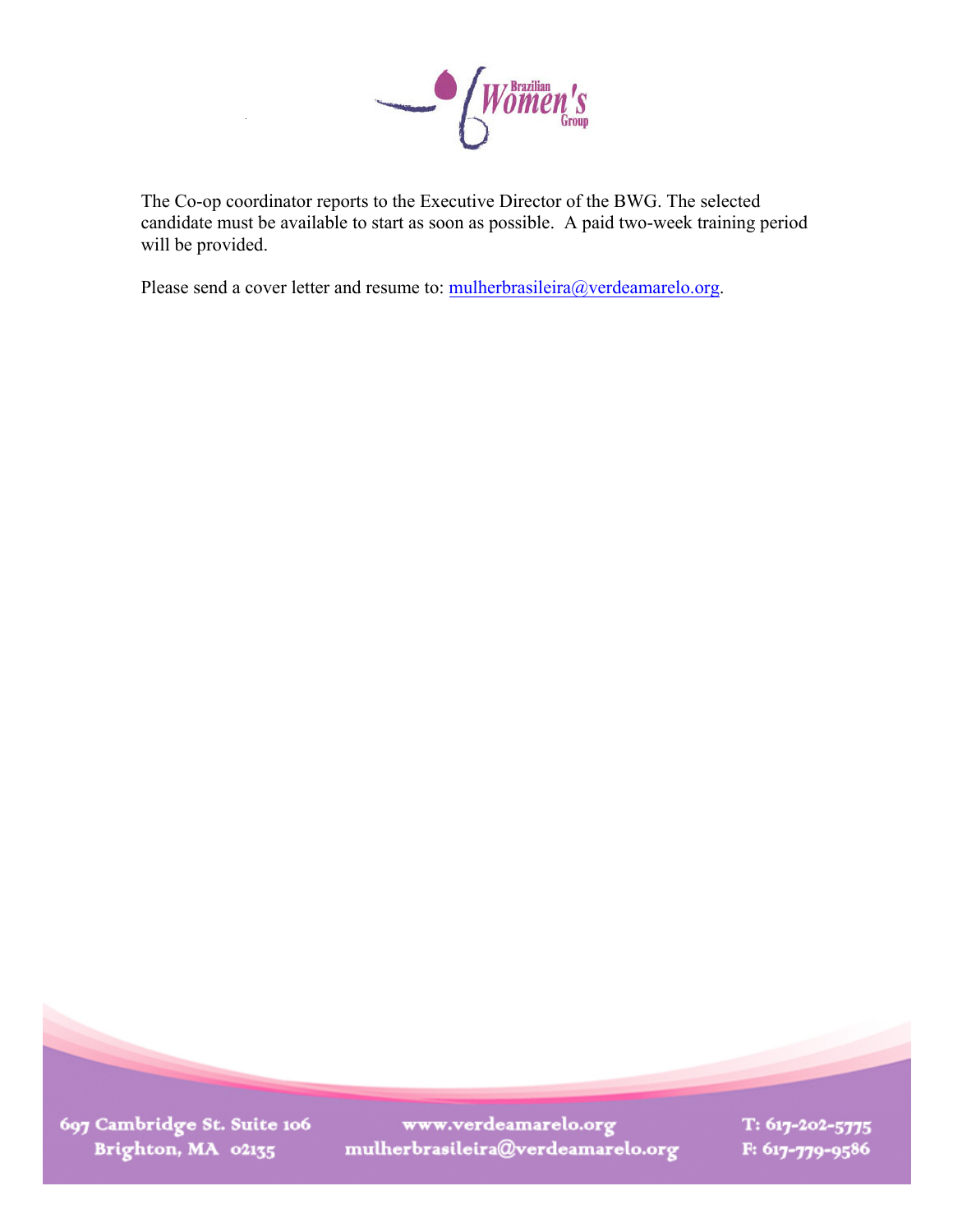The Co-op coordinator reports to the Executive Director of the BWG. The selected candidate must be available to start as soon as possible. A paid two-week training period will be provided.

Please send a cover letter and resume to: mulherbrasileira@verdeamarelo.org.